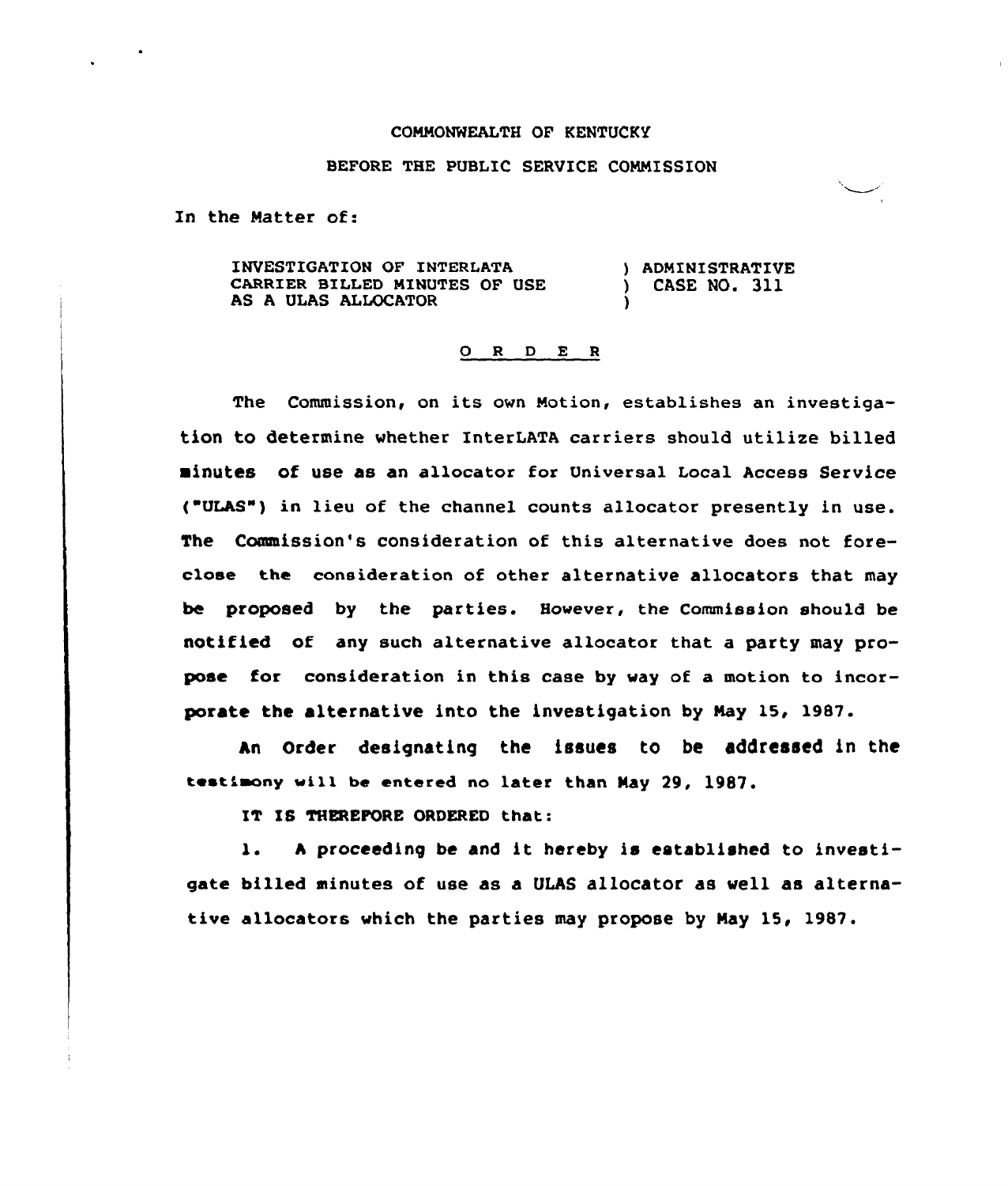COMMONWEALTH OF KENTUCKY

BEFORE THE PUBLIC SERVICE COMMISSION

In the Matter of:

| | |
|---|---|
| INVESTIGATION OF INTERLATA CARRIER BILLED MINUTES OF USE AS A ULAS ALLOCATOR | ) ADMINISTRATIVE ) CASE NO. 311 ) |

## O R D E R

The Commission, on its own Motion, establishes an investigation to determine whether InterLATA carriers should utilize billed minutes of use as an allocator for Universal Local Access Service ("ULAS") in lieu of the channel counts allocator presently in use. The Commission's consideration of this alternative does not foreclose the consideration of other alternative allocators that may be proposed by the parties. However, the Commission should be notified of any such alternative allocator that a party may propose for consideration in this case by way of a motion to incorporate the alternative into the investigation by May 15, 1987.

An Order designating the issues to be addressed in the testimony will be entered no later than May 29, 1987.

IT IS THEREFORE ORDERED that:

1. A proceeding be and it hereby is established to investigate billed minutes of use as a ULAS allocator as well as alternative allocators which the parties may propose by May 15, 1987.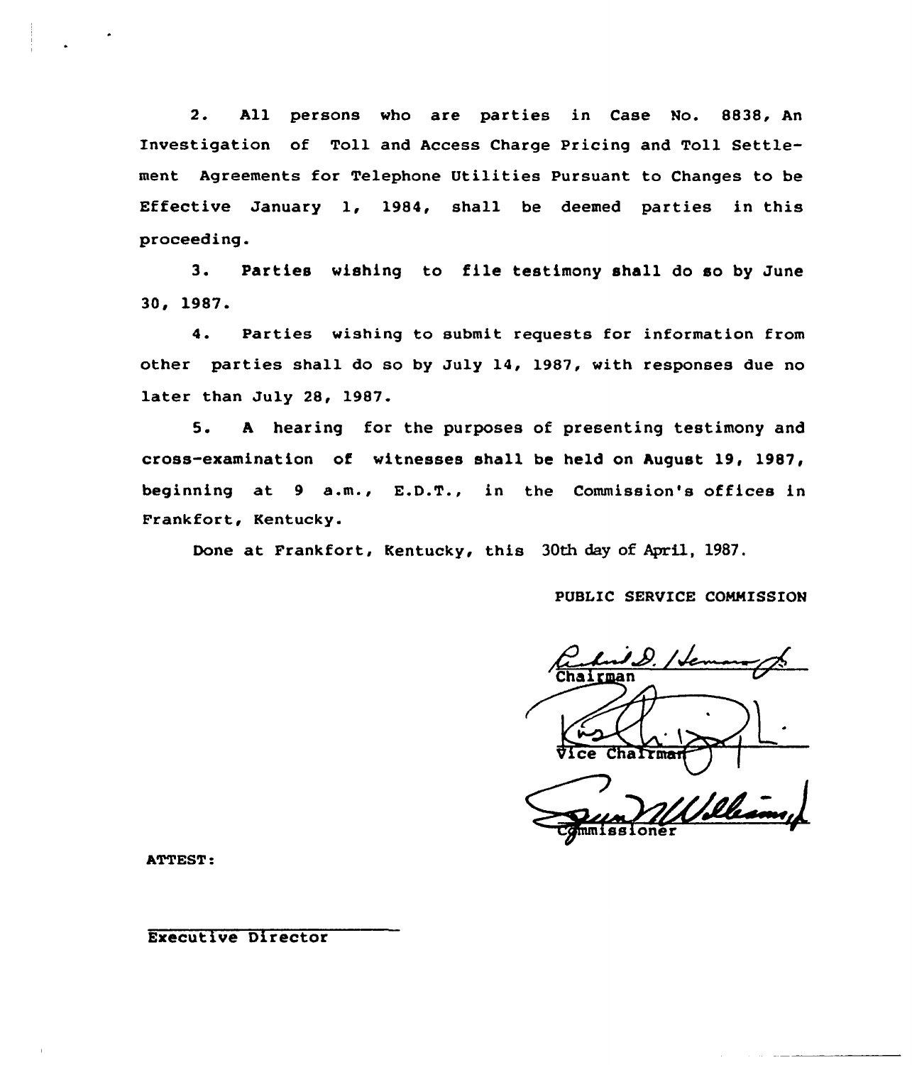2. All persons who are parties in Case No. 8838, An Investigation of Toll and Access Charge Pricing and Toll Settlement Agreements for Telephone Utilities Pursuant to Changes to be Effective January 1, 1984, shall be deemed parties in this proceeding.

3. Parties wishing to file testimony shall do so by June 30, 1987.

4. Parties wishing to submit requests for information from other parties shall do so by July 14, 1987, with responses due no later than July 28, 1987.

5. A hearing for the purposes of presenting testimony and cross-examination of witnesses shall be held on August 19, 1987, beginning at 9 a.m., E.D.T., in the Commission's offices in Frankfort, Kentucky.

Done at Frankfort, Kentucky, this 30th day of April, 1987.

PUBLIC SERVICE COMMISSION

Chairman

Vice Chairman

Commissioner

ATTEST:

Executive Director